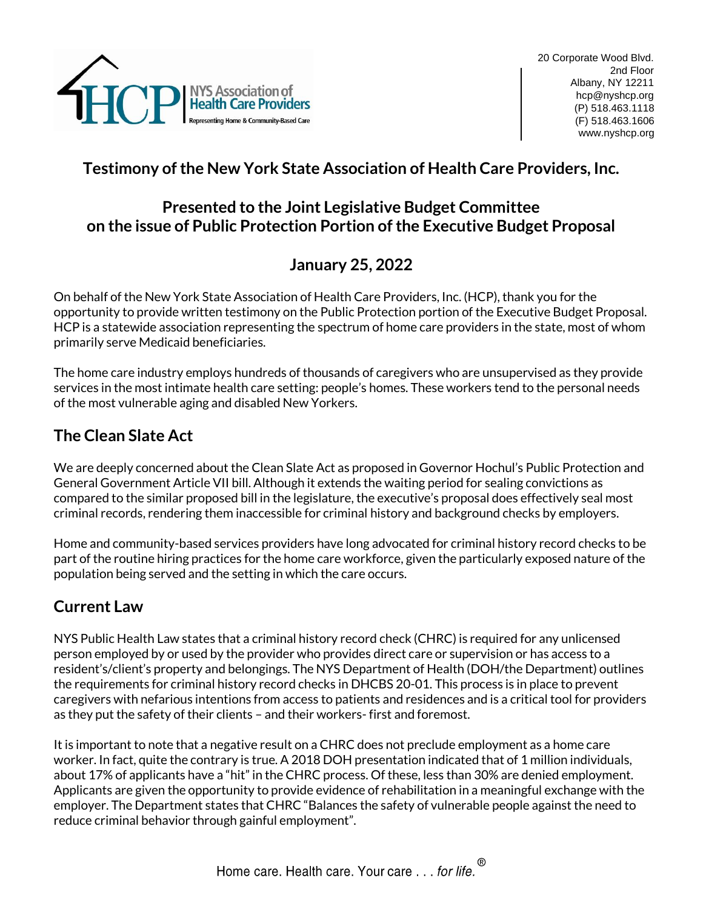NYS Association of Health Care Providers
Representing Home & Community-Based Care

20 Corporate Wood Blvd.
2nd Floor
Albany, NY 12211
hcp@nyshcp.org
(P) 518.463.1118
(F) 518.463.1606
www.nyshcp.org

## Testimony of the New York State Association of Health Care Providers, Inc.

## Presented to the Joint Legislative Budget Committee on the issue of Public Protection Portion of the Executive Budget Proposal

## January 25, 2022

On behalf of the New York State Association of Health Care Providers, Inc. (HCP), thank you for the opportunity to provide written testimony on the Public Protection portion of the Executive Budget Proposal. HCP is a statewide association representing the spectrum of home care providers in the state, most of whom primarily serve Medicaid beneficiaries.

The home care industry employs hundreds of thousands of caregivers who are unsupervised as they provide services in the most intimate health care setting: people's homes. These workers tend to the personal needs of the most vulnerable aging and disabled New Yorkers.

## The Clean Slate Act

We are deeply concerned about the Clean Slate Act as proposed in Governor Hochul's Public Protection and General Government Article VII bill. Although it extends the waiting period for sealing convictions as compared to the similar proposed bill in the legislature, the executive's proposal does effectively seal most criminal records, rendering them inaccessible for criminal history and background checks by employers.

Home and community-based services providers have long advocated for criminal history record checks to be part of the routine hiring practices for the home care workforce, given the particularly exposed nature of the population being served and the setting in which the care occurs.

## Current Law

NYS Public Health Law states that a criminal history record check (CHRC) is required for any unlicensed person employed by or used by the provider who provides direct care or supervision or has access to a resident's/client's property and belongings. The NYS Department of Health (DOH/the Department) outlines the requirements for criminal history record checks in DHCBS 20-01. This process is in place to prevent caregivers with nefarious intentions from access to patients and residences and is a critical tool for providers as they put the safety of their clients – and their workers- first and foremost.

It is important to note that a negative result on a CHRC does not preclude employment as a home care worker. In fact, quite the contrary is true. A 2018 DOH presentation indicated that of 1 million individuals, about 17% of applicants have a "hit" in the CHRC process. Of these, less than 30% are denied employment. Applicants are given the opportunity to provide evidence of rehabilitation in a meaningful exchange with the employer. The Department states that CHRC "Balances the safety of vulnerable people against the need to reduce criminal behavior through gainful employment".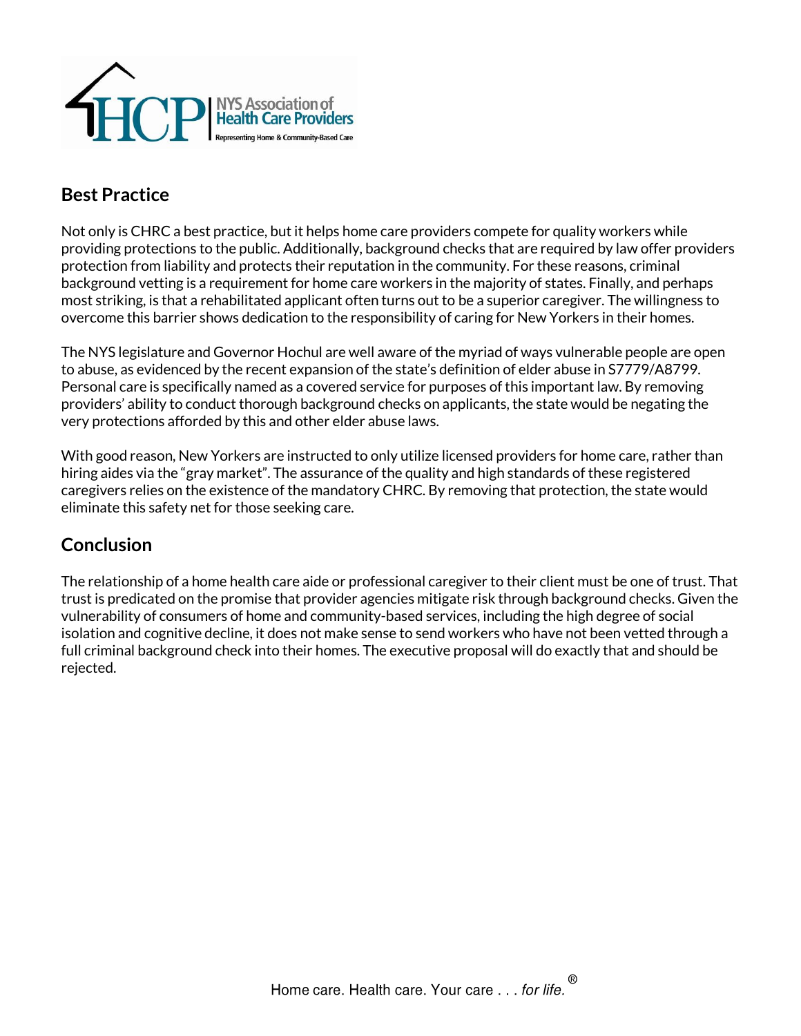## Best Practice

Not only is CHRC a best practice, but it helps home care providers compete for quality workers while providing protections to the public. Additionally, background checks that are required by law offer providers protection from liability and protects their reputation in the community. For these reasons, criminal background vetting is a requirement for home care workers in the majority of states. Finally, and perhaps most striking, is that a rehabilitated applicant often turns out to be a superior caregiver. The willingness to overcome this barrier shows dedication to the responsibility of caring for New Yorkers in their homes.

The NYS legislature and Governor Hochul are well aware of the myriad of ways vulnerable people are open to abuse, as evidenced by the recent expansion of the state's definition of elder abuse in S7779/A8799. Personal care is specifically named as a covered service for purposes of this important law. By removing providers' ability to conduct thorough background checks on applicants, the state would be negating the very protections afforded by this and other elder abuse laws.

With good reason, New Yorkers are instructed to only utilize licensed providers for home care, rather than hiring aides via the "gray market". The assurance of the quality and high standards of these registered caregivers relies on the existence of the mandatory CHRC. By removing that protection, the state would eliminate this safety net for those seeking care.

## Conclusion

The relationship of a home health care aide or professional caregiver to their client must be one of trust. That trust is predicated on the promise that provider agencies mitigate risk through background checks. Given the vulnerability of consumers of home and community-based services, including the high degree of social isolation and cognitive decline, it does not make sense to send workers who have not been vetted through a full criminal background check into their homes. The executive proposal will do exactly that and should be rejected.